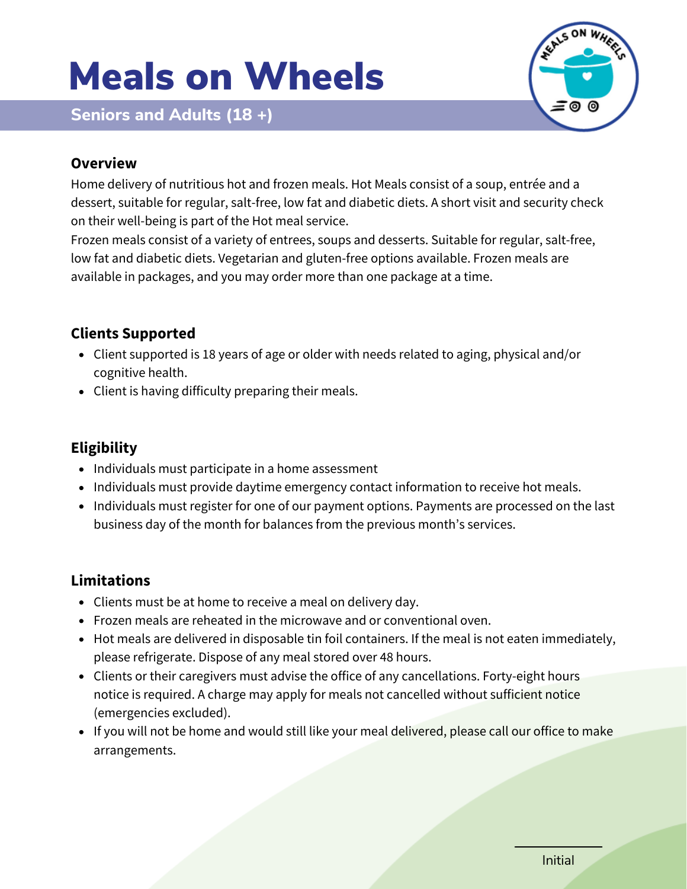# Meals on Wheels

**Seniors and Adults (18 +)**

### Overview

Home delivery of nutritious hot and frozen meals. Hot Meals consist of a soup, entrée and a dessert, suitable for regular, salt-free, low fat and diabetic diets. A short visit and security check on their well-being is part of the Hot meal service.
Frozen meals consist of a variety of entrees, soups and desserts. Suitable for regular, salt-free, low fat and diabetic diets. Vegetarian and gluten-free options available. Frozen meals are available in packages, and you may order more than one package at a time.

### Clients Supported

- Client supported is 18 years of age or older with needs related to aging, physical and/or cognitive health.
- Client is having difficulty preparing their meals.

### Eligibility

- Individuals must participate in a home assessment
- Individuals must provide daytime emergency contact information to receive hot meals.
- Individuals must register for one of our payment options. Payments are processed on the last business day of the month for balances from the previous month's services.

### Limitations

- Clients must be at home to receive a meal on delivery day.
- Frozen meals are reheated in the microwave and or conventional oven.
- Hot meals are delivered in disposable tin foil containers. If the meal is not eaten immediately, please refrigerate. Dispose of any meal stored over 48 hours.
- Clients or their caregivers must advise the office of any cancellations. Forty-eight hours notice is required. A charge may apply for meals not cancelled without sufficient notice (emergencies excluded).
- If you will not be home and would still like your meal delivered, please call our office to make arrangements.

__________ Initial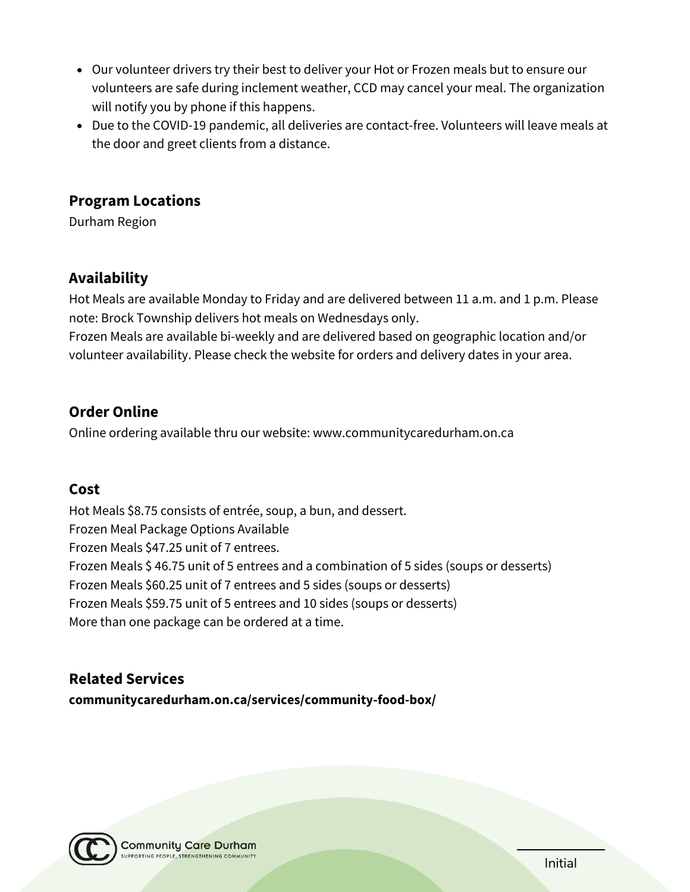- Our volunteer drivers try their best to deliver your Hot or Frozen meals but to ensure our volunteers are safe during inclement weather, CCD may cancel your meal. The organization will notify you by phone if this happens.
- Due to the COVID-19 pandemic, all deliveries are contact-free. Volunteers will leave meals at the door and greet clients from a distance.

## Program Locations

Durham Region

## Availability

Hot Meals are available Monday to Friday and are delivered between 11 a.m. and 1 p.m. Please note: Brock Township delivers hot meals on Wednesdays only.
Frozen Meals are available bi-weekly and are delivered based on geographic location and/or volunteer availability. Please check the website for orders and delivery dates in your area.

## Order Online

Online ordering available thru our website: www.communitycaredurham.on.ca

## Cost

Hot Meals $8.75 consists of entrée, soup, a bun, and dessert.
Frozen Meal Package Options Available
Frozen Meals $47.25 unit of 7 entrees.
Frozen Meals $ 46.75 unit of 5 entrees and a combination of 5 sides (soups or desserts)
Frozen Meals $60.25 unit of 7 entrees and 5 sides (soups or desserts)
Frozen Meals $59.75 unit of 5 entrees and 10 sides (soups or desserts)
More than one package can be ordered at a time.

## Related Services

**communitycaredurham.on.ca/services/community-food-box/**

Community Care Durham
SUPPORTING PEOPLE, STRENGTHENING COMMUNITY

Initial